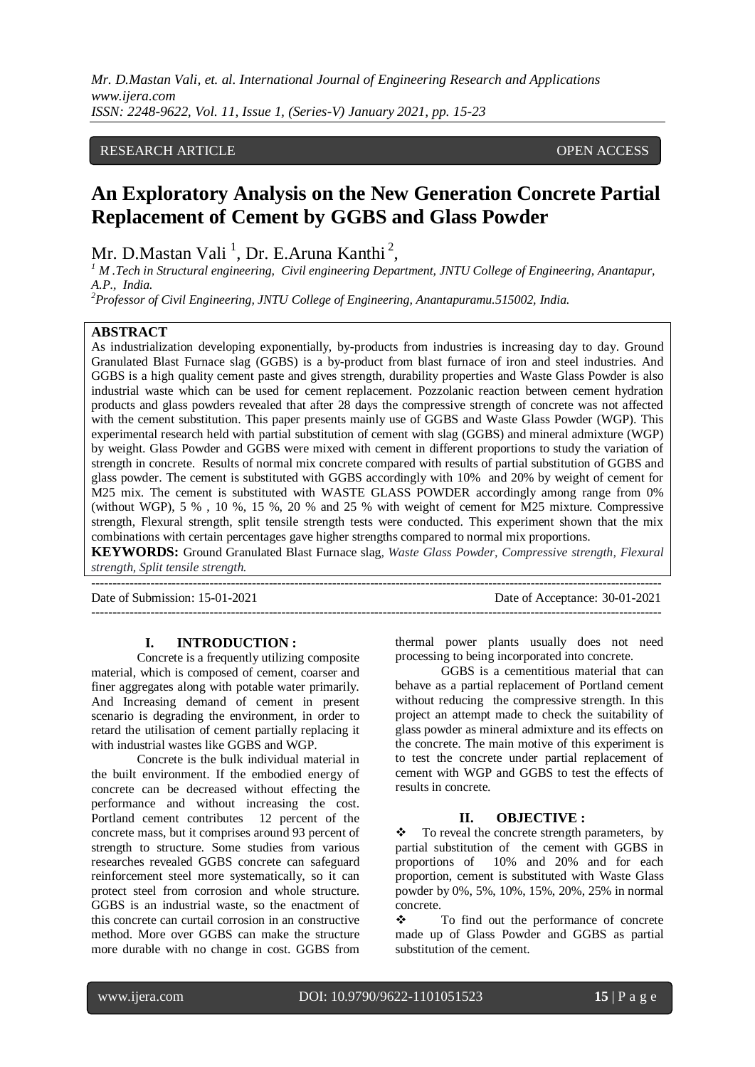RESEARCH ARTICLE OPEN ACCESS

# An Exploratory Analysis on the New Generation Concrete Partial Replacement of Cement by GGBS and Glass Powder

Mr. D.Mastan Vali [1], Dr. E.Aruna Kanthi [2],

[1] M .Tech in Structural engineering, Civil engineering Department, JNTU College of Engineering, Anantapur, A.P., India.

[2] Professor of Civil Engineering, JNTU College of Engineering, Anantapuramu.515002, India.

**ABSTRACT**

As industrialization developing exponentially, by-products from industries is increasing day to day. Ground Granulated Blast Furnace slag (GGBS) is a by-product from blast furnace of iron and steel industries. And GGBS is a high quality cement paste and gives strength, durability properties and Waste Glass Powder is also industrial waste which can be used for cement replacement. Pozzolanic reaction between cement hydration products and glass powders revealed that after 28 days the compressive strength of concrete was not affected with the cement substitution. This paper presents mainly use of GGBS and Waste Glass Powder (WGP). This experimental research held with partial substitution of cement with slag (GGBS) and mineral admixture (WGP) by weight. Glass Powder and GGBS were mixed with cement in different proportions to study the variation of strength in concrete. Results of normal mix concrete compared with results of partial substitution of GGBS and glass powder. The cement is substituted with GGBS accordingly with 10% and 20% by weight of cement for M25 mix. The cement is substituted with WASTE GLASS POWDER accordingly among range from 0% (without WGP), 5 % , 10 %, 15 %, 20 % and 25 % with weight of cement for M25 mixture. Compressive strength, Flexural strength, split tensile strength tests were conducted. This experiment shown that the mix combinations with certain percentages gave higher strengths compared to normal mix proportions.

**KEYWORDS:** Ground Granulated Blast Furnace slag, *Waste Glass Powder, Compressive strength, Flexural strength, Split tensile strength.*

---

Date of Submission: 15-01-2021 Date of Acceptance: 30-01-2021

---

## I. INTRODUCTION :

Concrete is a frequently utilizing composite material, which is composed of cement, coarser and finer aggregates along with potable water primarily. And Increasing demand of cement in present scenario is degrading the environment, in order to retard the utilisation of cement partially replacing it with industrial wastes like GGBS and WGP.

Concrete is the bulk individual material in the built environment. If the embodied energy of concrete can be decreased without effecting the performance and without increasing the cost. Portland cement contributes 12 percent of the concrete mass, but it comprises around 93 percent of strength to structure. Some studies from various researches revealed GGBS concrete can safeguard reinforcement steel more systematically, so it can protect steel from corrosion and whole structure. GGBS is an industrial waste, so the enactment of this concrete can curtail corrosion in an constructive method. More over GGBS can make the structure more durable with no change in cost. GGBS from thermal power plants usually does not need processing to being incorporated into concrete.

GGBS is a cementitious material that can behave as a partial replacement of Portland cement without reducing the compressive strength. In this project an attempt made to check the suitability of glass powder as mineral admixture and its effects on the concrete. The main motive of this experiment is to test the concrete under partial replacement of cement with WGP and GGBS to test the effects of results in concrete.

## II. OBJECTIVE :

- To reveal the concrete strength parameters, by partial substitution of the cement with GGBS in proportions of 10% and 20% and for each proportion, cement is substituted with Waste Glass powder by 0%, 5%, 10%, 15%, 20%, 25% in normal concrete.
- To find out the performance of concrete made up of Glass Powder and GGBS as partial substitution of the cement.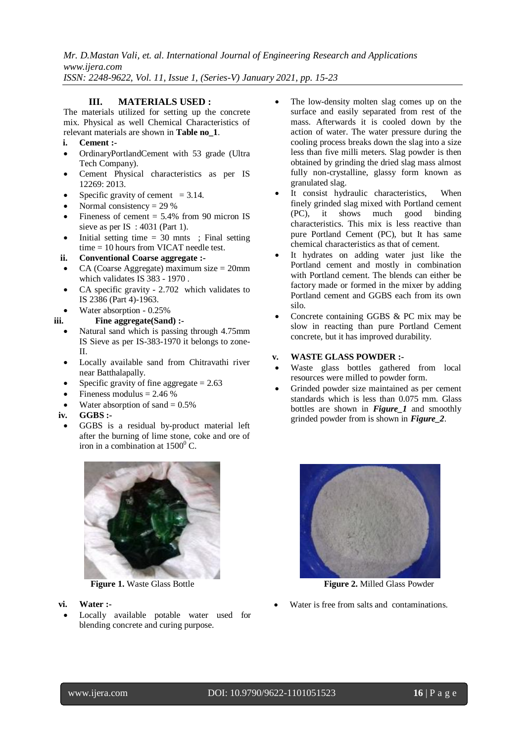## III. MATERIALS USED :

The materials utilized for setting up the concrete mix. Physical as well Chemical Characteristics of relevant materials are shown in **Table no_1**.

**i. Cement :-**

- OrdinaryPortlandCement with 53 grade (Ultra Tech Company).
- Cement Physical characteristics as per IS 12269: 2013.
- Specific gravity of cement = 3.14.
- Normal consistency = 29 %
- Fineness of cement = 5.4% from 90 micron IS sieve as per IS : 4031 (Part 1).
- Initial setting time = 30 mnts ; Final setting time = 10 hours from VICAT needle test.

**ii. Conventional Coarse aggregate :-**

- CA (Coarse Aggregate) maximum size = 20mm which validates IS 383 - 1970 .
- CA specific gravity - 2.702 which validates to IS 2386 (Part 4)-1963.
- Water absorption - 0.25%

**iii. Fine aggregate(Sand) :-**

- Natural sand which is passing through 4.75mm IS Sieve as per IS-383-1970 it belongs to zone-II.
- Locally available sand from Chitravathi river near Batthalapally.
- Specific gravity of fine aggregate = 2.63
- Fineness modulus = 2.46 %
- Water absorption of sand = 0.5%

**iv. GGBS :-**

- GGBS is a residual by-product material left after the burning of lime stone, coke and ore of iron in a combination at $1500^0$ C.
- The low-density molten slag comes up on the surface and easily separated from rest of the mass. Afterwards it is cooled down by the action of water. The water pressure during the cooling process breaks down the slag into a size less than five milli meters. Slag powder is then obtained by grinding the dried slag mass almost fully non-crystalline, glassy form known as granulated slag.
- It consist hydraulic characteristics, When finely grinded slag mixed with Portland cement (PC), it shows much good binding characteristics. This mix is less reactive than pure Portland Cement (PC), but It has same chemical characteristics as that of cement.
- It hydrates on adding water just like the Portland cement and mostly in combination with Portland cement. The blends can either be factory made or formed in the mixer by adding Portland cement and GGBS each from its own silo.
- Concrete containing GGBS & PC mix may be slow in reacting than pure Portland Cement concrete, but it has improved durability.

**v. WASTE GLASS POWDER :-**

- Waste glass bottles gathered from local resources were milled to powder form.
- Grinded powder size maintained as per cement standards which is less than 0.075 mm. Glass bottles are shown in ***Figure_1*** and smoothly grinded powder from is shown in ***Figure_2***.

**Figure 1.** Waste Glass Bottle

**Figure 2.** Milled Glass Powder

**vi. Water :-**

- Locally available potable water used for blending concrete and curing purpose.
- Water is free from salts and contaminations.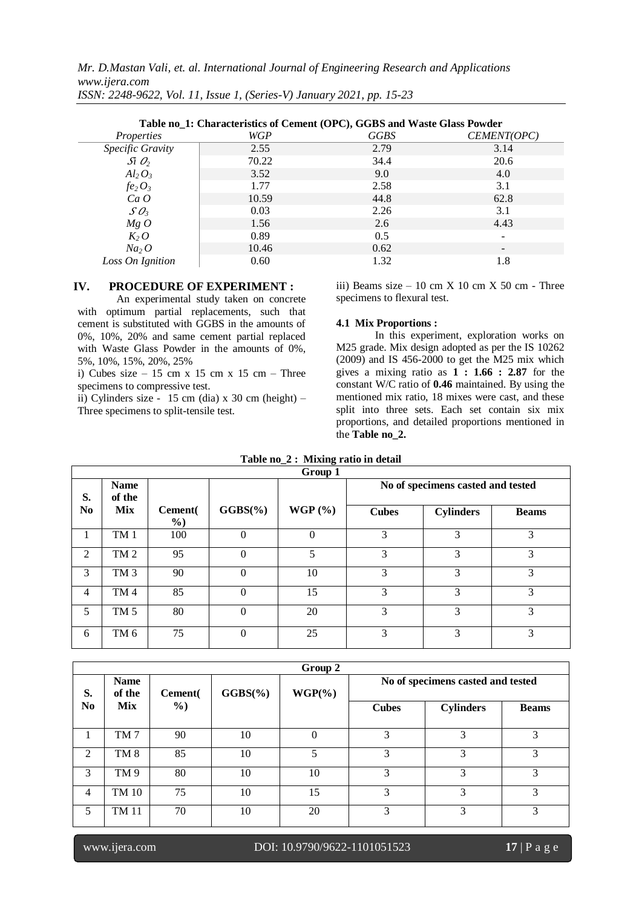**Table no_1: Characteristics of Cement (OPC), GGBS and Waste Glass Powder**

| *Properties* | *WGP* | *GGBS* | *CEMENT(OPC)* |
|---|---|---|---|
| *Specific Gravity* | 2.55 | 2.79 | 3.14 |
| $SiO_2$ | 70.22 | 34.4 | 20.6 |
| $Al_2O_3$ | 3.52 | 9.0 | 4.0 |
| $fe_2O_3$ | 1.77 | 2.58 | 3.1 |
| $CaO$ | 10.59 | 44.8 | 62.8 |
| $SO_3$ | 0.03 | 2.26 | 3.1 |
| $MgO$ | 1.56 | 2.6 | 4.43 |
| $K_2O$ | 0.89 | 0.5 | - |
| $Na_2O$ | 10.46 | 0.62 | - |
| *Loss On Ignition* | 0.60 | 1.32 | 1.8 |

## IV. PROCEDURE OF EXPERIMENT :

An experimental study taken on concrete with optimum partial replacements, such that cement is substituted with GGBS in the amounts of 0%, 10%, 20% and same cement partial replaced with Waste Glass Powder in the amounts of 0%, 5%, 10%, 15%, 20%, 25%

i) Cubes size – 15 cm x 15 cm x 15 cm – Three specimens to compressive test.

ii) Cylinders size - 15 cm (dia) x 30 cm (height) – Three specimens to split-tensile test.

iii) Beams size – 10 cm X 10 cm X 50 cm - Three specimens to flexural test.

### 4.1 Mix Proportions :

In this experiment, exploration works on M25 grade. Mix design adopted as per the IS 10262 (2009) and IS 456-2000 to get the M25 mix which gives a mixing ratio as **1 : 1.66 : 2.87** for the constant W/C ratio of **0.46** maintained. By using the mentioned mix ratio, 18 mixes were cast, and these split into three sets. Each set contain six mix proportions, and detailed proportions mentioned in the **Table no_2.**

**Table no_2 : Mixing ratio in detail**

| **Group 1** | | | | | | | |
|---|---|---|---|---|---|---|---|
| **S. No** | **Name of the Mix** | **Cement(%)** | **GGBS(%)** | **WGP (%)** | **No of specimens casted and tested** | | |
| | | | | | **Cubes** | **Cylinders** | **Beams** |
| 1 | TM 1 | 100 | 0 | 0 | 3 | 3 | 3 |
| 2 | TM 2 | 95 | 0 | 5 | 3 | 3 | 3 |
| 3 | TM 3 | 90 | 0 | 10 | 3 | 3 | 3 |
| 4 | TM 4 | 85 | 0 | 15 | 3 | 3 | 3 |
| 5 | TM 5 | 80 | 0 | 20 | 3 | 3 | 3 |
| 6 | TM 6 | 75 | 0 | 25 | 3 | 3 | 3 |

| **Group 2** | | | | | | | |
|---|---|---|---|---|---|---|---|
| **S. No** | **Name of the Mix** | **Cement(%)** | **GGBS(%)** | **WGP(%)** | **No of specimens casted and tested** | | |
| | | | | | **Cubes** | **Cylinders** | **Beams** |
| 1 | TM 7 | 90 | 10 | 0 | 3 | 3 | 3 |
| 2 | TM 8 | 85 | 10 | 5 | 3 | 3 | 3 |
| 3 | TM 9 | 80 | 10 | 10 | 3 | 3 | 3 |
| 4 | TM 10 | 75 | 10 | 15 | 3 | 3 | 3 |
| 5 | TM 11 | 70 | 10 | 20 | 3 | 3 | 3 |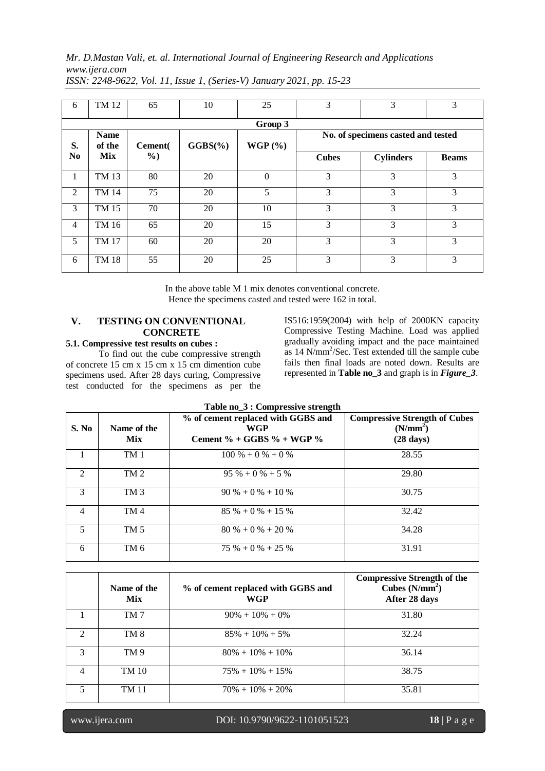| 6 | TM 12 | 65 | 10 | 25 | 3 | 3 | 3 |
|---|---|---|---|---|---|---|---|
| **Group 3** | | | | | | | |
| **S. No** | **Name of the Mix** | **Cement(%)** | **GGBS(%)** | **WGP (%)** | **No. of specimens casted and tested** | | |
| | | | | | **Cubes** | **Cylinders** | **Beams** |
| 1 | TM 13 | 80 | 20 | 0 | 3 | 3 | 3 |
| 2 | TM 14 | 75 | 20 | 5 | 3 | 3 | 3 |
| 3 | TM 15 | 70 | 20 | 10 | 3 | 3 | 3 |
| 4 | TM 16 | 65 | 20 | 15 | 3 | 3 | 3 |
| 5 | TM 17 | 60 | 20 | 20 | 3 | 3 | 3 |
| 6 | TM 18 | 55 | 20 | 25 | 3 | 3 | 3 |

In the above table M 1 mix denotes conventional concrete.
Hence the specimens casted and tested were 162 in total.

## V. TESTING ON CONVENTIONAL CONCRETE

### 5.1. Compressive test results on cubes :

To find out the cube compressive strength of concrete 15 cm x 15 cm x 15 cm dimention cube specimens used. After 28 days curing, Compressive test conducted for the specimens as per the IS516:1959(2004) with help of 2000KN capacity Compressive Testing Machine. Load was applied gradually avoiding impact and the pace maintained as 14 N/mm$^2$/Sec. Test extended till the sample cube fails then final loads are noted down. Results are represented in **Table no_3** and graph is in ***Figure_3***.

**Table no_3 : Compressive strength**

| S. No | Name of the Mix | % of cement replaced with GGBS and WGP Cement % + GGBS % + WGP % | Compressive Strength of Cubes (N/mm$^2$) (28 days) |
|---|---|---|---|
| 1 | TM 1 | 100 % + 0 % + 0 % | 28.55 |
| 2 | TM 2 | 95 % + 0 % + 5 % | 29.80 |
| 3 | TM 3 | 90 % + 0 % + 10 % | 30.75 |
| 4 | TM 4 | 85 % + 0 % + 15 % | 32.42 |
| 5 | TM 5 | 80 % + 0 % + 20 % | 34.28 |
| 6 | TM 6 | 75 % + 0 % + 25 % | 31.91 |

| | Name of the Mix | % of cement replaced with GGBS and WGP | Compressive Strength of the Cubes (N/mm$^2$) After 28 days |
|---|---|---|---|
| 1 | TM 7 | 90% + 10% + 0% | 31.80 |
| 2 | TM 8 | 85% + 10% + 5% | 32.24 |
| 3 | TM 9 | 80% + 10% + 10% | 36.14 |
| 4 | TM 10 | 75% + 10% + 15% | 38.75 |
| 5 | TM 11 | 70% + 10% + 20% | 35.81 |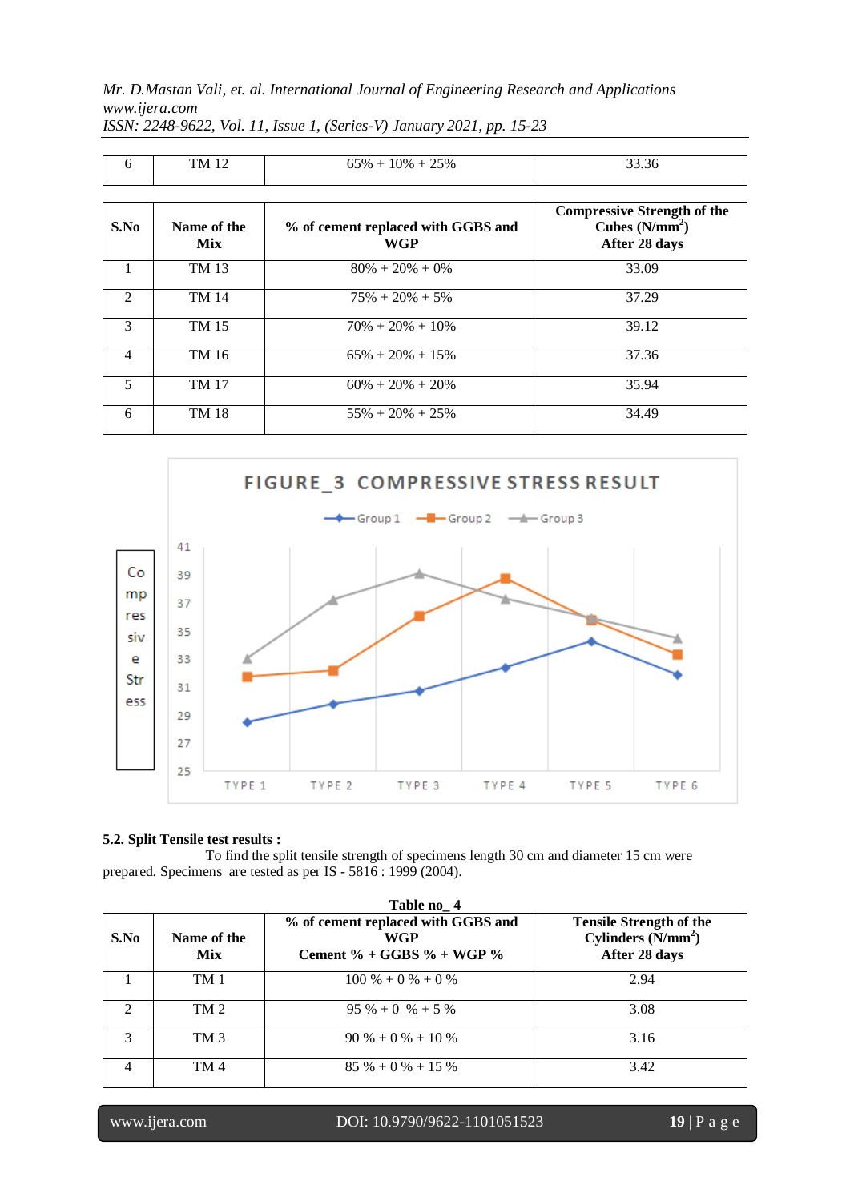| 6 | TM 12 | 65% + 10% + 25% | 33.36 |
|---|---|---|---|

| S.No | Name of the Mix | % of cement replaced with GGBS and WGP | Compressive Strength of the Cubes (N/mm$^2$) After 28 days |
|---|---|---|---|
| 1 | TM 13 | 80% + 20% + 0% | 33.09 |
| 2 | TM 14 | 75% + 20% + 5% | 37.29 |
| 3 | TM 15 | 70% + 20% + 10% | 39.12 |
| 4 | TM 16 | 65% + 20% + 15% | 37.36 |
| 5 | TM 17 | 60% + 20% + 20% | 35.94 |
| 6 | TM 18 | 55% + 20% + 25% | 34.49 |

FIGURE_3 COMPRESSIVE STRESS RESULT

**5.2. Split Tensile test results :**

To find the split tensile strength of specimens length 30 cm and diameter 15 cm were prepared. Specimens are tested as per IS - 5816 : 1999 (2004).

**Table no_ 4**

| S.No | Name of the Mix | % of cement replaced with GGBS and WGP Cement % + GGBS % + WGP % | Tensile Strength of the Cylinders (N/mm$^2$) After 28 days |
|---|---|---|---|
| 1 | TM 1 | 100 % + 0 % + 0 % | 2.94 |
| 2 | TM 2 | 95 % + 0 % + 5 % | 3.08 |
| 3 | TM 3 | 90 % + 0 % + 10 % | 3.16 |
| 4 | TM 4 | 85 % + 0 % + 15 % | 3.42 |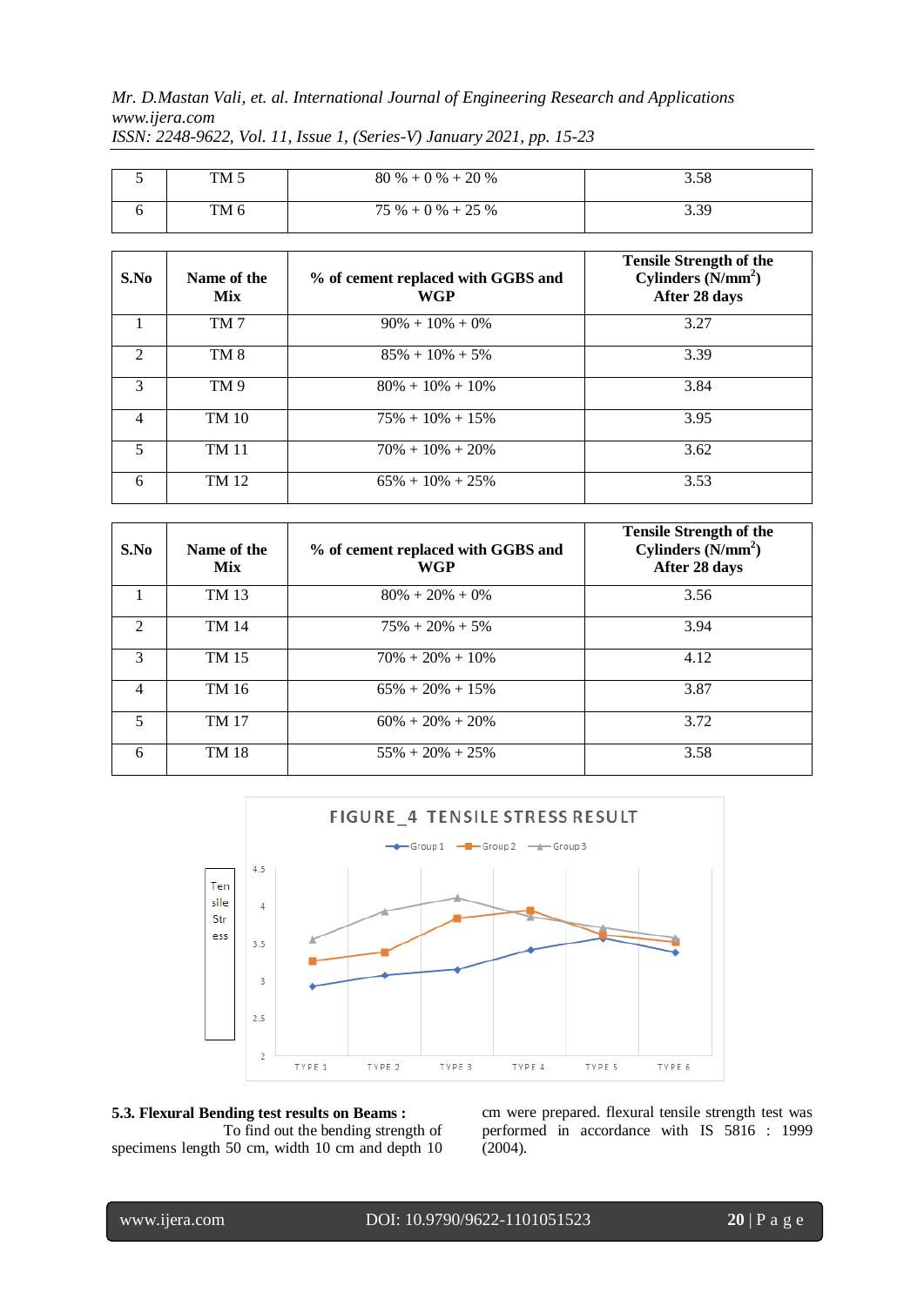| 5 | TM 5 | 80 % + 0 % + 20 % | 3.58 |
|---|---|---|---|
| 6 | TM 6 | 75 % + 0 % + 25 % | 3.39 |

| S.No | Name of the Mix | % of cement replaced with GGBS and WGP | Tensile Strength of the Cylinders (N/mm$^2$) After 28 days |
|---|---|---|---|
| 1 | TM 7 | 90% + 10% + 0% | 3.27 |
| 2 | TM 8 | 85% + 10% + 5% | 3.39 |
| 3 | TM 9 | 80% + 10% + 10% | 3.84 |
| 4 | TM 10 | 75% + 10% + 15% | 3.95 |
| 5 | TM 11 | 70% + 10% + 20% | 3.62 |
| 6 | TM 12 | 65% + 10% + 25% | 3.53 |

| S.No | Name of the Mix | % of cement replaced with GGBS and WGP | Tensile Strength of the Cylinders (N/mm$^2$) After 28 days |
|---|---|---|---|
| 1 | TM 13 | 80% + 20% + 0% | 3.56 |
| 2 | TM 14 | 75% + 20% + 5% | 3.94 |
| 3 | TM 15 | 70% + 20% + 10% | 4.12 |
| 4 | TM 16 | 65% + 20% + 15% | 3.87 |
| 5 | TM 17 | 60% + 20% + 20% | 3.72 |
| 6 | TM 18 | 55% + 20% + 25% | 3.58 |

FIGURE_4 TENSILE STRESS RESULT

### 5.3. Flexural Bending test results on Beams :

To find out the bending strength of specimens length 50 cm, width 10 cm and depth 10 cm were prepared. flexural tensile strength test was performed in accordance with IS 5816 : 1999 (2004).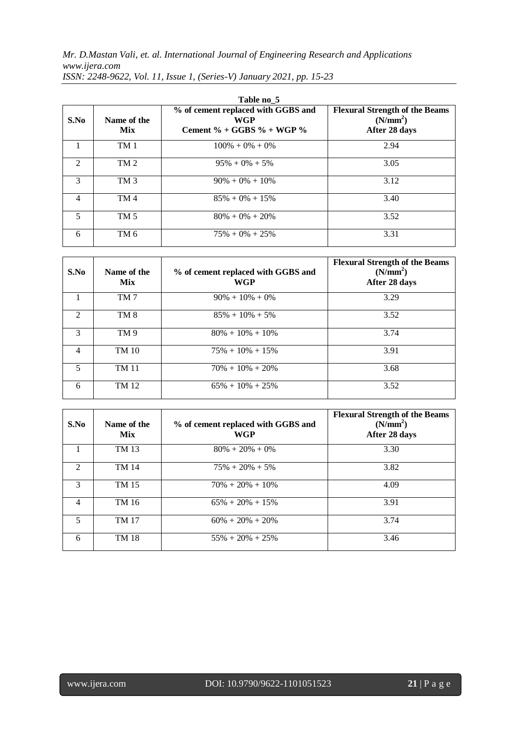Table no_5

| S.No | Name of the Mix | % of cement replaced with GGBS and WGP Cement % + GGBS % + WGP % | Flexural Strength of the Beams ($N/mm^2$) After 28 days |
|---|---|---|---|
| 1 | TM 1 | 100% + 0% + 0% | 2.94 |
| 2 | TM 2 | 95% + 0% + 5% | 3.05 |
| 3 | TM 3 | 90% + 0% + 10% | 3.12 |
| 4 | TM 4 | 85% + 0% + 15% | 3.40 |
| 5 | TM 5 | 80% + 0% + 20% | 3.52 |
| 6 | TM 6 | 75% + 0% + 25% | 3.31 |

| S.No | Name of the Mix | % of cement replaced with GGBS and WGP | Flexural Strength of the Beams ($N/mm^2$) After 28 days |
|---|---|---|---|
| 1 | TM 7 | 90% + 10% + 0% | 3.29 |
| 2 | TM 8 | 85% + 10% + 5% | 3.52 |
| 3 | TM 9 | 80% + 10% + 10% | 3.74 |
| 4 | TM 10 | 75% + 10% + 15% | 3.91 |
| 5 | TM 11 | 70% + 10% + 20% | 3.68 |
| 6 | TM 12 | 65% + 10% + 25% | 3.52 |

| S.No | Name of the Mix | % of cement replaced with GGBS and WGP | Flexural Strength of the Beams ($N/mm^2$) After 28 days |
|---|---|---|---|
| 1 | TM 13 | 80% + 20% + 0% | 3.30 |
| 2 | TM 14 | 75% + 20% + 5% | 3.82 |
| 3 | TM 15 | 70% + 20% + 10% | 4.09 |
| 4 | TM 16 | 65% + 20% + 15% | 3.91 |
| 5 | TM 17 | 60% + 20% + 20% | 3.74 |
| 6 | TM 18 | 55% + 20% + 25% | 3.46 |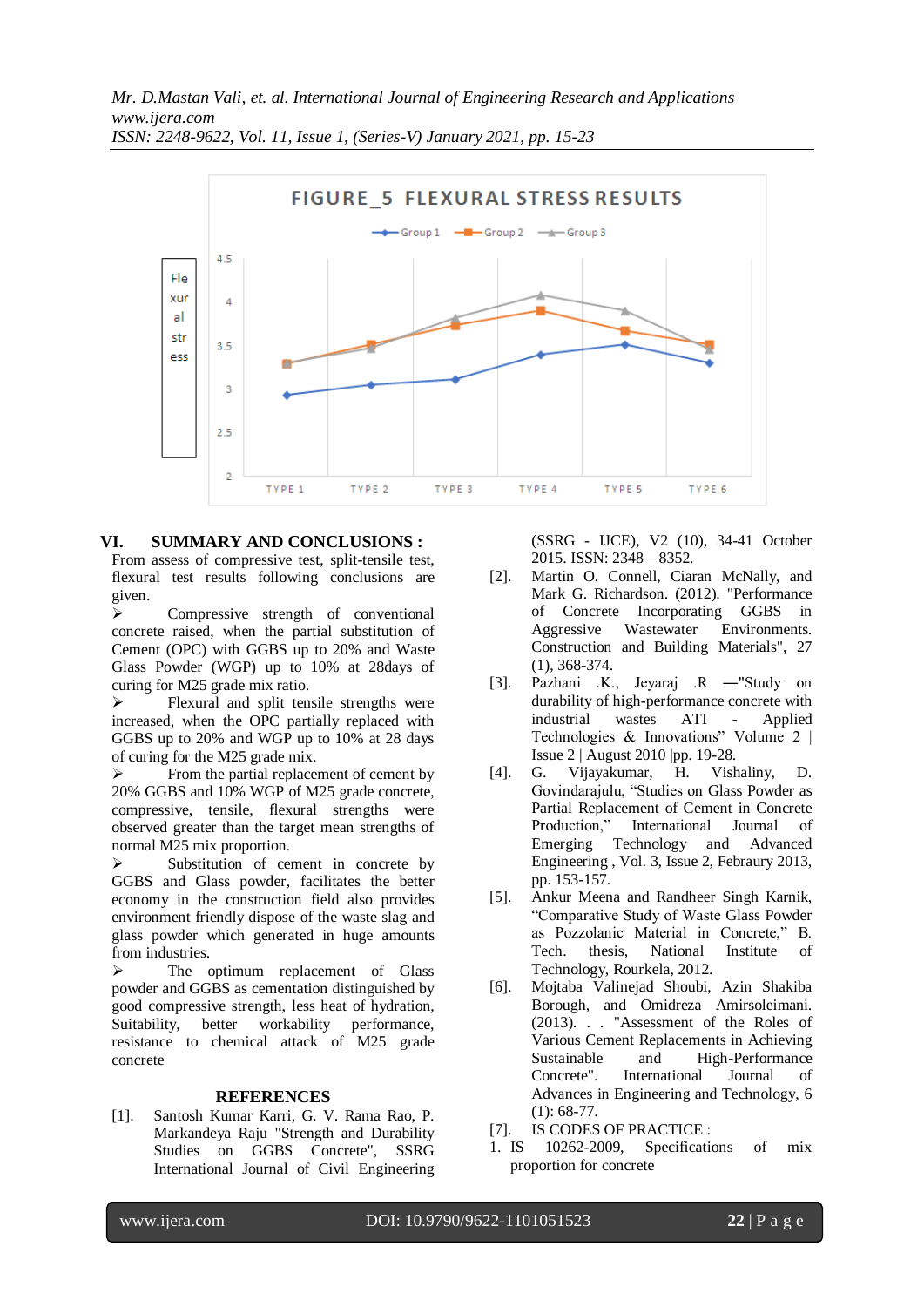FIGURE_5 FLEXURAL STRESS RESULTS

## VI. SUMMARY AND CONCLUSIONS :

From assess of compressive test, split-tensile test, flexural test results following conclusions are given.

- Compressive strength of conventional concrete raised, when the partial substitution of Cement (OPC) with GGBS up to 20% and Waste Glass Powder (WGP) up to 10% at 28days of curing for M25 grade mix ratio.
- Flexural and split tensile strengths were increased, when the OPC partially replaced with GGBS up to 20% and WGP up to 10% at 28 days of curing for the M25 grade mix.
- From the partial replacement of cement by 20% GGBS and 10% WGP of M25 grade concrete, compressive, tensile, flexural strengths were observed greater than the target mean strengths of normal M25 mix proportion.
- Substitution of cement in concrete by GGBS and Glass powder, facilitates the better economy in the construction field also provides environment friendly dispose of the waste slag and glass powder which generated in huge amounts from industries.
- The optimum replacement of Glass powder and GGBS as cementation distinguished by good compressive strength, less heat of hydration, Suitability, better workability performance, resistance to chemical attack of M25 grade concrete

## REFERENCES

[1]. Santosh Kumar Karri, G. V. Rama Rao, P. Markandeya Raju "Strength and Durability Studies on GGBS Concrete", SSRG International Journal of Civil Engineering (SSRG - IJCE), V2 (10), 34-41 October 2015. ISSN: 2348 – 8352.

[2]. Martin O. Connell, Ciaran McNally, and Mark G. Richardson. (2012). "Performance of Concrete Incorporating GGBS in Aggressive Wastewater Environments. Construction and Building Materials", 27 (1), 368-374.

[3]. Pazhani .K., Jeyaraj .R ―"Study on durability of high-performance concrete with industrial wastes ATI - Applied Technologies & Innovations" Volume 2 | Issue 2 | August 2010 |pp. 19-28.

[4]. G. Vijayakumar, H. Vishaliny, D. Govindarajulu, "Studies on Glass Powder as Partial Replacement of Cement in Concrete Production," International Journal of Emerging Technology and Advanced Engineering , Vol. 3, Issue 2, Febraury 2013, pp. 153-157.

[5]. Ankur Meena and Randheer Singh Karnik, "Comparative Study of Waste Glass Powder as Pozzolanic Material in Concrete," B. Tech. thesis, National Institute of Technology, Rourkela, 2012.

[6]. Mojtaba Valinejad Shoubi, Azin Shakiba Borough, and Omidreza Amirsoleimani. (2013). . . "Assessment of the Roles of Various Cement Replacements in Achieving Sustainable and High-Performance Concrete". International Journal of Advances in Engineering and Technology, 6 (1): 68-77.

[7]. IS CODES OF PRACTICE :

1. IS 10262-2009, Specifications of mix proportion for concrete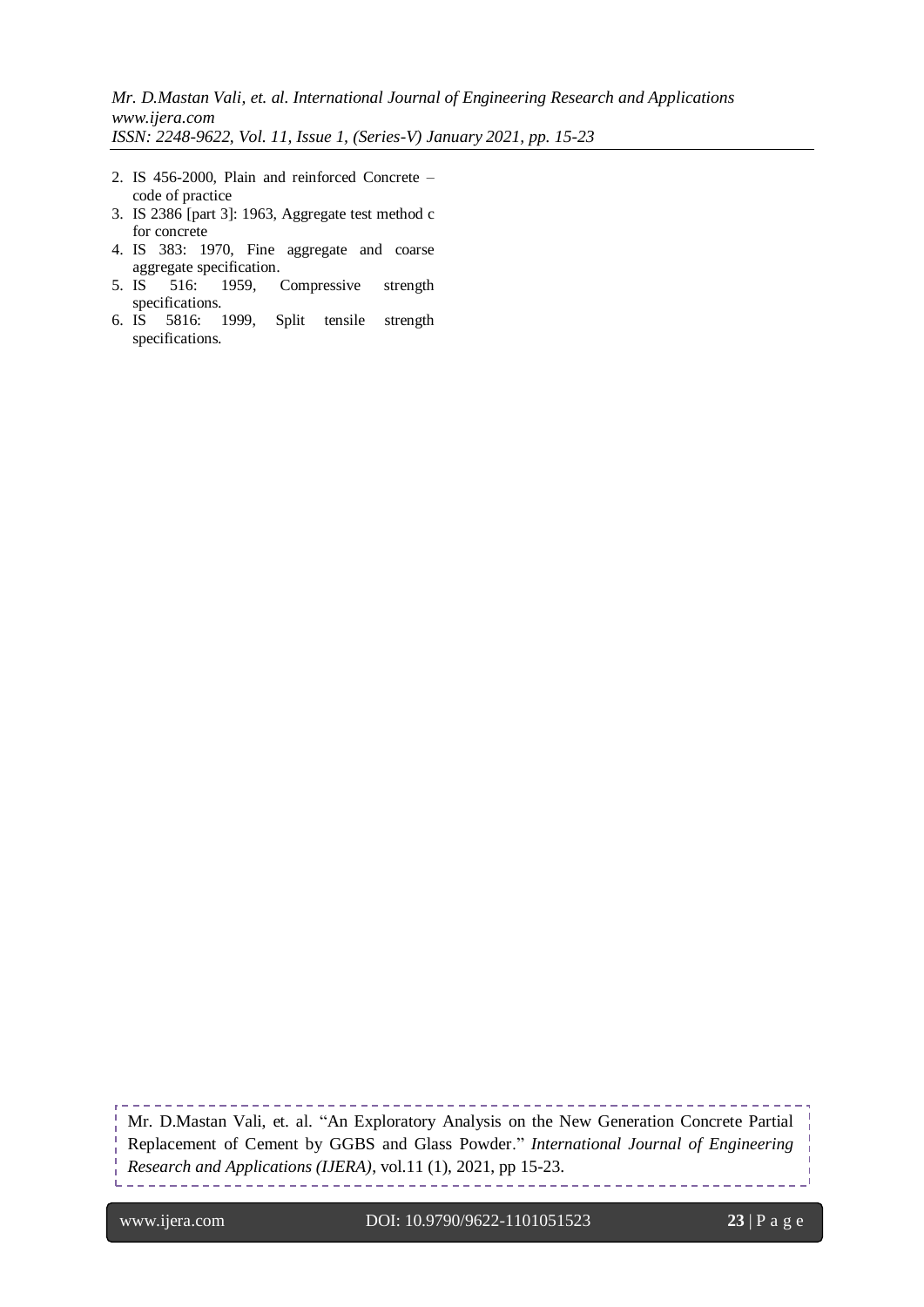2. IS 456-2000, Plain and reinforced Concrete – code of practice
3. IS 2386 [part 3]: 1963, Aggregate test method c for concrete
4. IS 383: 1970, Fine aggregate and coarse aggregate specification.
5. IS 516: 1959, Compressive strength specifications.
6. IS 5816: 1999, Split tensile strength specifications.

Mr. D.Mastan Vali, et. al. "An Exploratory Analysis on the New Generation Concrete Partial Replacement of Cement by GGBS and Glass Powder." *International Journal of Engineering Research and Applications (IJERA)*, vol.11 (1), 2021, pp 15-23.